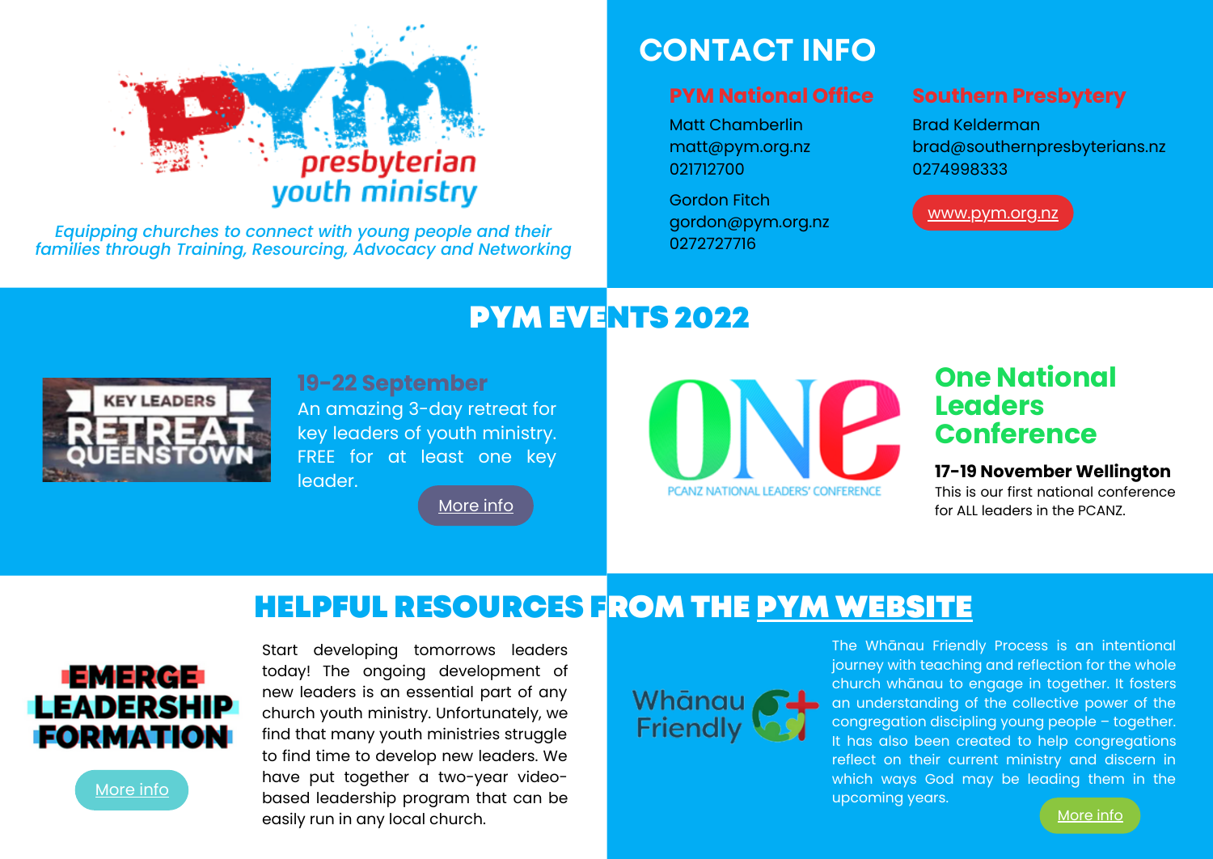# PYM presbyterian youth ministry

*Equipping churches to connect with young people and their families through Training, Resourcing, Advocacy and Networking*

## CONTACT INFO

### PYM National Office

Matt Chamberlin
matt@pym.org.nz
021712700

Gordon Fitch
gordon@pym.org.nz
0272727716

### Southern Presbytery

Brad Kelderman
brad@southernpresbyterians.nz
0274998333

www.pym.org.nz

## PYM EVENTS 2022

### KEY LEADERS RETREAT QUEENSTOWN

**19-22 September**

An amazing 3-day retreat for key leaders of youth ministry. FREE for at least one key leader.

More info

### One National Leaders Conference

ONE — PCANZ NATIONAL LEADERS' CONFERENCE

**17-19 November Wellington**

This is our first national conference for ALL leaders in the PCANZ.

## HELPFUL RESOURCES FROM THE PYM WEBSITE

### EMERGE LEADERSHIP FORMATION

Start developing tomorrows leaders today! The ongoing development of new leaders is an essential part of any church youth ministry. Unfortunately, we find that many youth ministries struggle to find time to develop new leaders. We have put together a two-year video-based leadership program that can be easily run in any local church.

More info

### Whānau Friendly

The Whānau Friendly Process is an intentional journey with teaching and reflection for the whole church whānau to engage in together. It fosters an understanding of the collective power of the congregation discipling young people – together. It has also been created to help congregations reflect on their current ministry and discern in which ways God may be leading them in the upcoming years.

More info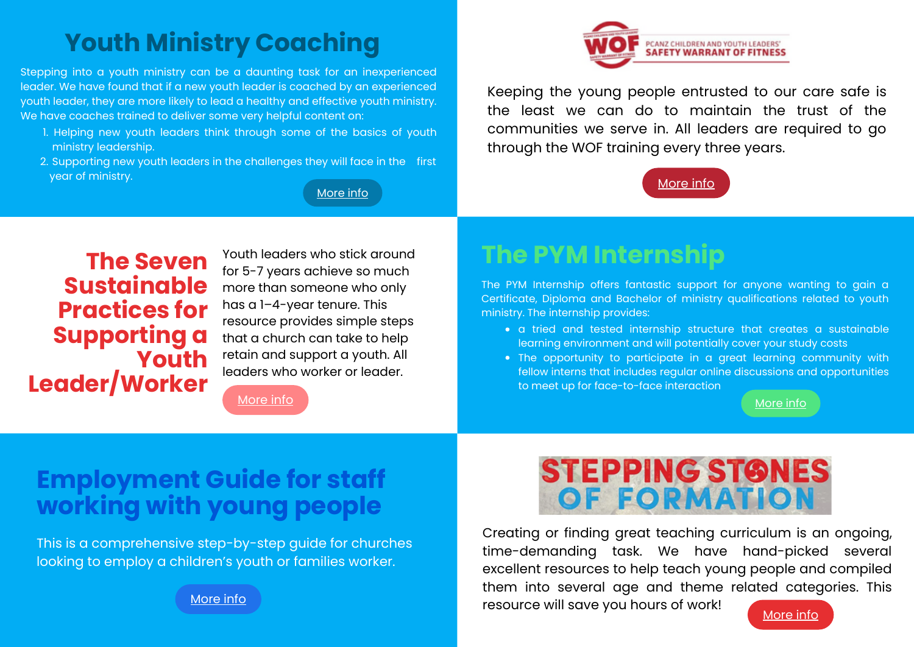## Youth Ministry Coaching

Stepping into a youth ministry can be a daunting task for an inexperienced leader. We have found that if a new youth leader is coached by an experienced youth leader, they are more likely to lead a healthy and effective youth ministry. We have coaches trained to deliver some very helpful content on:

1. Helping new youth leaders think through some of the basics of youth ministry leadership.
2. Supporting new youth leaders in the challenges they will face in the first year of ministry.

More info

WOF PCANZ CHILDREN AND YOUTH LEADERS' SAFETY WARRANT OF FITNESS

Keeping the young people entrusted to our care safe is the least we can do to maintain the trust of the communities we serve in. All leaders are required to go through the WOF training every three years.

More info

## The Seven Sustainable Practices for Supporting a Youth Leader/Worker

Youth leaders who stick around for 5-7 years achieve so much more than someone who only has a 1–4-year tenure. This resource provides simple steps that a church can take to help retain and support a youth. All leaders who worker or leader.

More info

## The PYM Internship

The PYM Internship offers fantastic support for anyone wanting to gain a Certificate, Diploma and Bachelor of ministry qualifications related to youth ministry. The internship provides:

- a tried and tested internship structure that creates a sustainable learning environment and will potentially cover your study costs
- The opportunity to participate in a great learning community with fellow interns that includes regular online discussions and opportunities to meet up for face-to-face interaction

More info

## Employment Guide for staff working with young people

This is a comprehensive step-by-step guide for churches looking to employ a children's youth or families worker.

More info

## STEPPING STONES OF FORMATION

Creating or finding great teaching curriculum is an ongoing, time-demanding task. We have hand-picked several excellent resources to help teach young people and compiled them into several age and theme related categories. This resource will save you hours of work!

More info